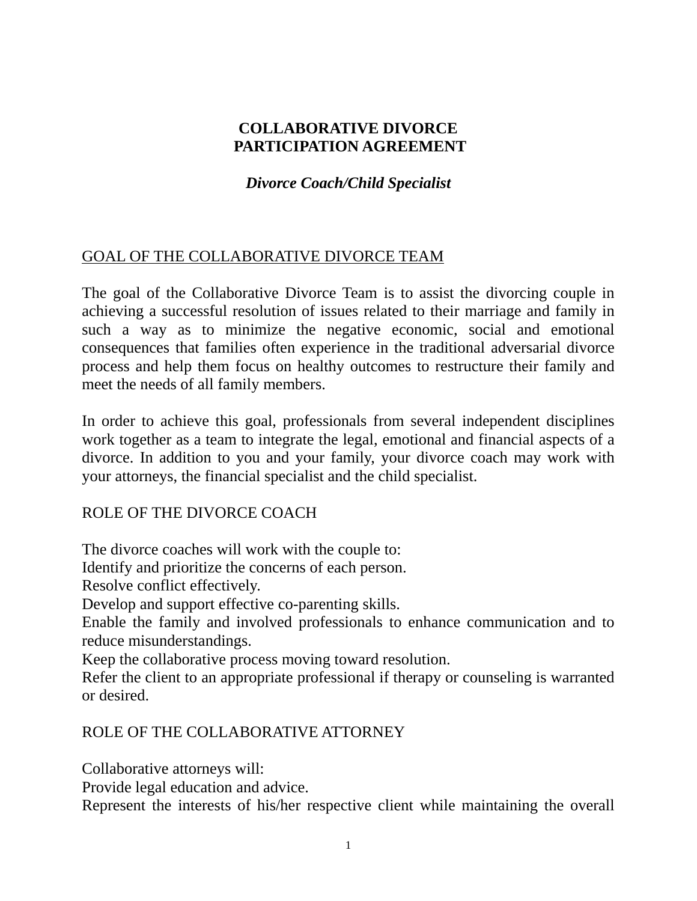# COLLABORATIVE DIVORCE PARTICIPATION AGREEMENT

***Divorce Coach/Child Specialist***

## GOAL OF THE COLLABORATIVE DIVORCE TEAM

The goal of the Collaborative Divorce Team is to assist the divorcing couple in achieving a successful resolution of issues related to their marriage and family in such a way as to minimize the negative economic, social and emotional consequences that families often experience in the traditional adversarial divorce process and help them focus on healthy outcomes to restructure their family and meet the needs of all family members.

In order to achieve this goal, professionals from several independent disciplines work together as a team to integrate the legal, emotional and financial aspects of a divorce. In addition to you and your family, your divorce coach may work with your attorneys, the financial specialist and the child specialist.

## ROLE OF THE DIVORCE COACH

The divorce coaches will work with the couple to:

Identify and prioritize the concerns of each person.

Resolve conflict effectively.

Develop and support effective co-parenting skills.

Enable the family and involved professionals to enhance communication and to reduce misunderstandings.

Keep the collaborative process moving toward resolution.

Refer the client to an appropriate professional if therapy or counseling is warranted or desired.

## ROLE OF THE COLLABORATIVE ATTORNEY

Collaborative attorneys will:

Provide legal education and advice.

Represent the interests of his/her respective client while maintaining the overall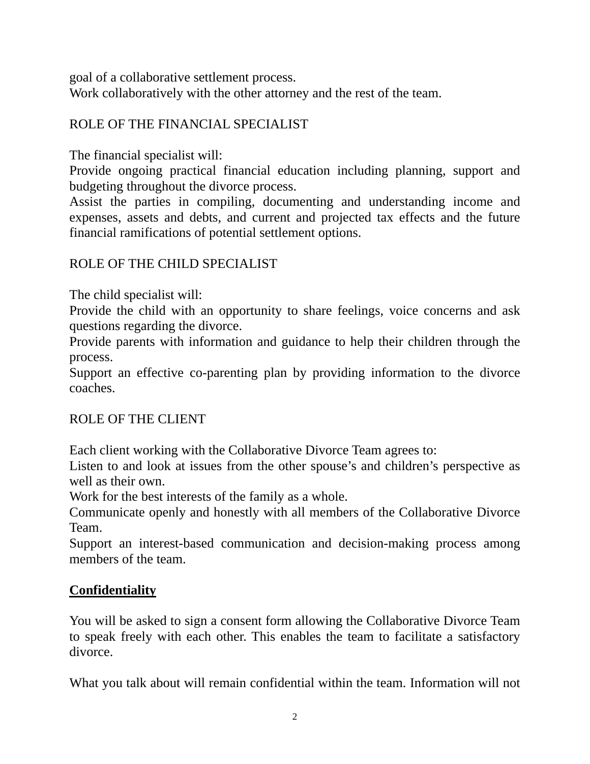goal of a collaborative settlement process.
Work collaboratively with the other attorney and the rest of the team.

ROLE OF THE FINANCIAL SPECIALIST

The financial specialist will:
Provide ongoing practical financial education including planning, support and budgeting throughout the divorce process.
Assist the parties in compiling, documenting and understanding income and expenses, assets and debts, and current and projected tax effects and the future financial ramifications of potential settlement options.

ROLE OF THE CHILD SPECIALIST

The child specialist will:
Provide the child with an opportunity to share feelings, voice concerns and ask questions regarding the divorce.
Provide parents with information and guidance to help their children through the process.
Support an effective co-parenting plan by providing information to the divorce coaches.

ROLE OF THE CLIENT

Each client working with the Collaborative Divorce Team agrees to:
Listen to and look at issues from the other spouse's and children's perspective as well as their own.
Work for the best interests of the family as a whole.
Communicate openly and honestly with all members of the Collaborative Divorce Team.
Support an interest-based communication and decision-making process among members of the team.

## **Confidentiality**

You will be asked to sign a consent form allowing the Collaborative Divorce Team to speak freely with each other. This enables the team to facilitate a satisfactory divorce.

What you talk about will remain confidential within the team. Information will not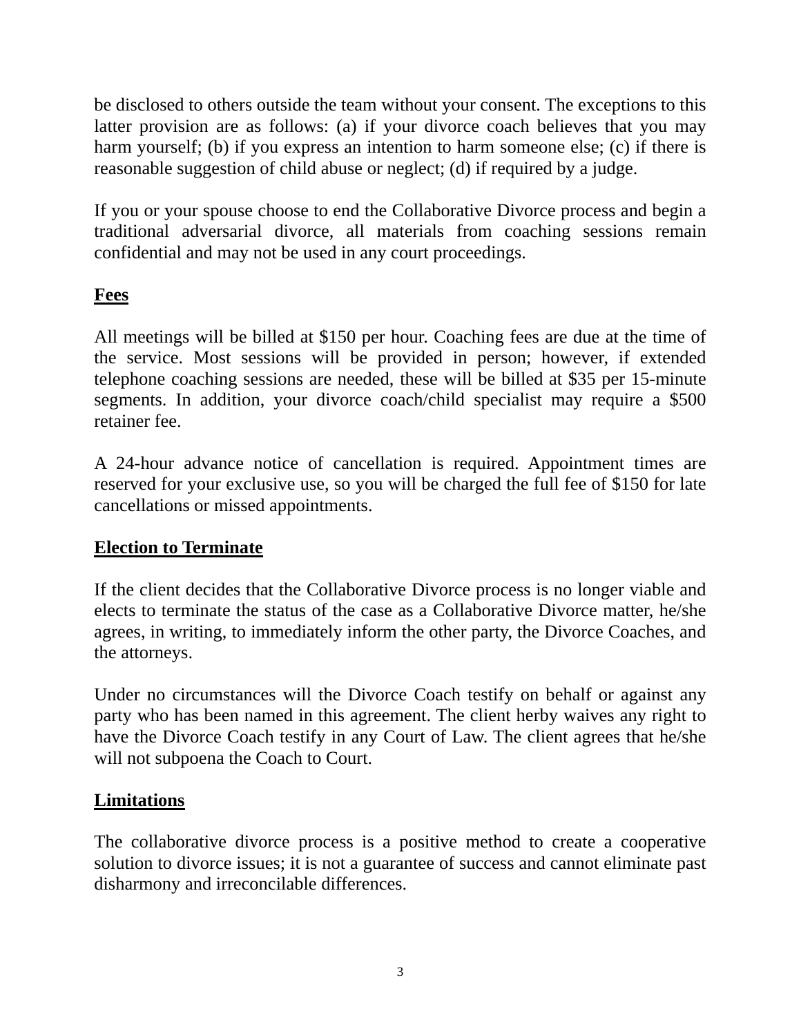be disclosed to others outside the team without your consent. The exceptions to this latter provision are as follows: (a) if your divorce coach believes that you may harm yourself; (b) if you express an intention to harm someone else; (c) if there is reasonable suggestion of child abuse or neglect; (d) if required by a judge.

If you or your spouse choose to end the Collaborative Divorce process and begin a traditional adversarial divorce, all materials from coaching sessions remain confidential and may not be used in any court proceedings.

**Fees**

All meetings will be billed at $150 per hour. Coaching fees are due at the time of the service. Most sessions will be provided in person; however, if extended telephone coaching sessions are needed, these will be billed at $35 per 15-minute segments. In addition, your divorce coach/child specialist may require a $500 retainer fee.

A 24-hour advance notice of cancellation is required. Appointment times are reserved for your exclusive use, so you will be charged the full fee of $150 for late cancellations or missed appointments.

**Election to Terminate**

If the client decides that the Collaborative Divorce process is no longer viable and elects to terminate the status of the case as a Collaborative Divorce matter, he/she agrees, in writing, to immediately inform the other party, the Divorce Coaches, and the attorneys.

Under no circumstances will the Divorce Coach testify on behalf or against any party who has been named in this agreement. The client herby waives any right to have the Divorce Coach testify in any Court of Law. The client agrees that he/she will not subpoena the Coach to Court.

**Limitations**

The collaborative divorce process is a positive method to create a cooperative solution to divorce issues; it is not a guarantee of success and cannot eliminate past disharmony and irreconcilable differences.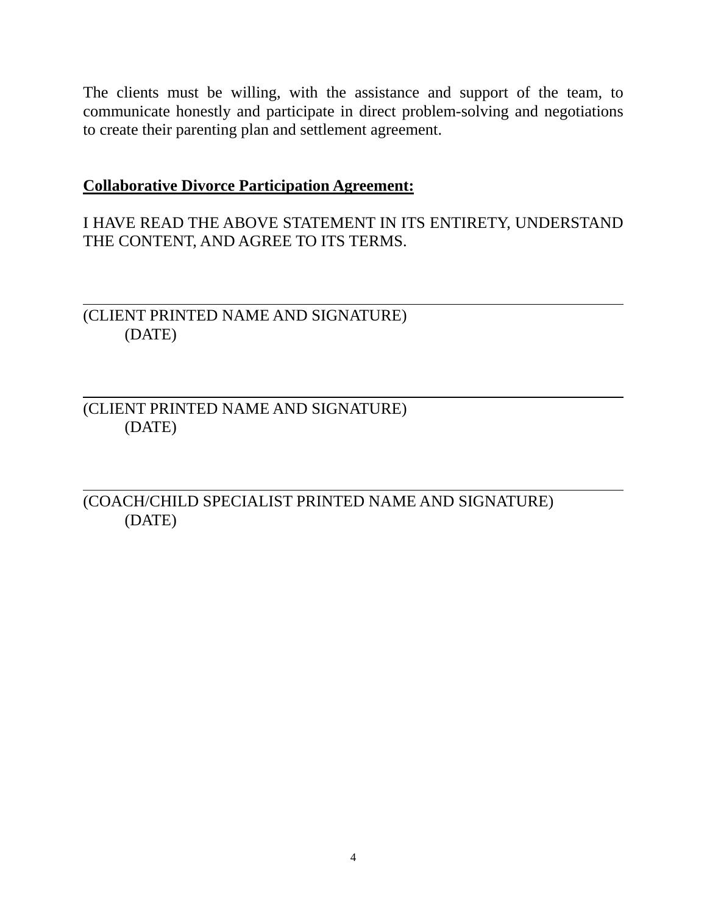The clients must be willing, with the assistance and support of the team, to communicate honestly and participate in direct problem-solving and negotiations to create their parenting plan and settlement agreement.

**<u>Collaborative Divorce Participation Agreement:</u>**

I HAVE READ THE ABOVE STATEMENT IN ITS ENTIRETY, UNDERSTAND THE CONTENT, AND AGREE TO ITS TERMS.

\_\_\_\_\_\_\_\_\_\_\_\_\_\_\_\_\_\_\_\_\_\_\_\_\_\_\_\_\_\_\_\_\_\_\_\_\_\_\_\_\_\_\_\_\_\_\_\_\_\_\_\_\_\_\_\_\_\_\_\_

(CLIENT PRINTED NAME AND SIGNATURE)
(DATE)

\_\_\_\_\_\_\_\_\_\_\_\_\_\_\_\_\_\_\_\_\_\_\_\_\_\_\_\_\_\_\_\_\_\_\_\_\_\_\_\_\_\_\_\_\_\_\_\_\_\_\_\_\_\_\_\_\_\_\_\_

(CLIENT PRINTED NAME AND SIGNATURE)
(DATE)

\_\_\_\_\_\_\_\_\_\_\_\_\_\_\_\_\_\_\_\_\_\_\_\_\_\_\_\_\_\_\_\_\_\_\_\_\_\_\_\_\_\_\_\_\_\_\_\_\_\_\_\_\_\_\_\_\_\_\_\_

(COACH/CHILD SPECIALIST PRINTED NAME AND SIGNATURE)
(DATE)